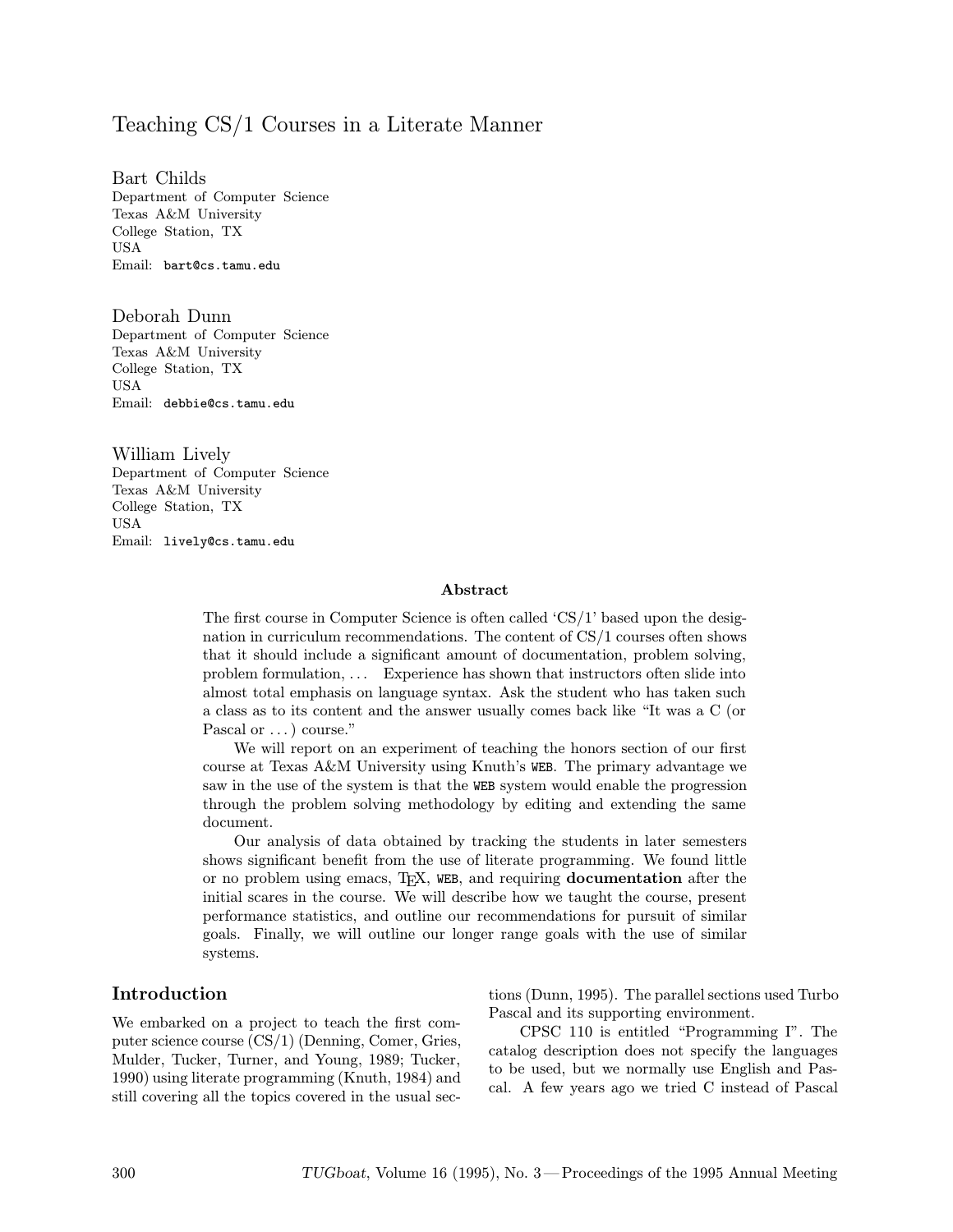# Teaching CS/1 Courses in a Literate Manner

Bart Childs
Department of Computer Science
Texas A&M University
College Station, TX
USA
Email: bart@cs.tamu.edu

Deborah Dunn
Department of Computer Science
Texas A&M University
College Station, TX
USA
Email: debbie@cs.tamu.edu

William Lively
Department of Computer Science
Texas A&M University
College Station, TX
USA
Email: lively@cs.tamu.edu

### Abstract

The first course in Computer Science is often called 'CS/1' based upon the designation in curriculum recommendations. The content of CS/1 courses often shows that it should include a significant amount of documentation, problem solving, problem formulation, . . . Experience has shown that instructors often slide into almost total emphasis on language syntax. Ask the student who has taken such a class as to its content and the answer usually comes back like "It was a C (or Pascal or . . . ) course."

We will report on an experiment of teaching the honors section of our first course at Texas A&M University using Knuth's WEB. The primary advantage we saw in the use of the system is that the WEB system would enable the progression through the problem solving methodology by editing and extending the same document.

Our analysis of data obtained by tracking the students in later semesters shows significant benefit from the use of literate programming. We found little or no problem using emacs, TEX, WEB, and requiring **documentation** after the initial scares in the course. We will describe how we taught the course, present performance statistics, and outline our recommendations for pursuit of similar goals. Finally, we will outline our longer range goals with the use of similar systems.

## Introduction

We embarked on a project to teach the first computer science course (CS/1) (Denning, Comer, Gries, Mulder, Tucker, Turner, and Young, 1989; Tucker, 1990) using literate programming (Knuth, 1984) and still covering all the topics covered in the usual sections (Dunn, 1995). The parallel sections used Turbo Pascal and its supporting environment.

CPSC 110 is entitled "Programming I". The catalog description does not specify the languages to be used, but we normally use English and Pascal. A few years ago we tried C instead of Pascal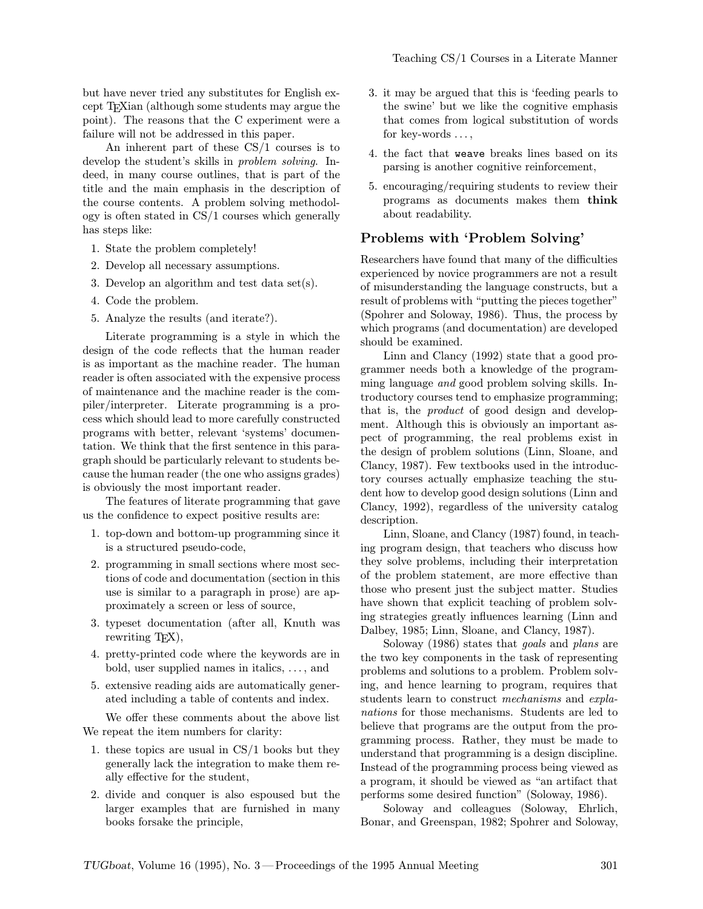but have never tried any substitutes for English except TEXian (although some students may argue the point). The reasons that the C experiment were a failure will not be addressed in this paper.

An inherent part of these CS/1 courses is to develop the student's skills in *problem solving*. Indeed, in many course outlines, that is part of the title and the main emphasis in the description of the course contents. A problem solving methodology is often stated in CS/1 courses which generally has steps like:

1. State the problem completely!
2. Develop all necessary assumptions.
3. Develop an algorithm and test data set(s).
4. Code the problem.
5. Analyze the results (and iterate?).

Literate programming is a style in which the design of the code reflects that the human reader is as important as the machine reader. The human reader is often associated with the expensive process of maintenance and the machine reader is the compiler/interpreter. Literate programming is a process which should lead to more carefully constructed programs with better, relevant 'systems' documentation. We think that the first sentence in this paragraph should be particularly relevant to students because the human reader (the one who assigns grades) is obviously the most important reader.

The features of literate programming that gave us the confidence to expect positive results are:

1. top-down and bottom-up programming since it is a structured pseudo-code,
2. programming in small sections where most sections of code and documentation (section in this use is similar to a paragraph in prose) are approximately a screen or less of source,
3. typeset documentation (after all, Knuth was rewriting TEX),
4. pretty-printed code where the keywords are in bold, user supplied names in italics, ..., and
5. extensive reading aids are automatically generated including a table of contents and index.

We offer these comments about the above list We repeat the item numbers for clarity:

1. these topics are usual in CS/1 books but they generally lack the integration to make them really effective for the student,
2. divide and conquer is also espoused but the larger examples that are furnished in many books forsake the principle,
3. it may be argued that this is 'feeding pearls to the swine' but we like the cognitive emphasis that comes from logical substitution of words for key-words ...,
4. the fact that `weave` breaks lines based on its parsing is another cognitive reinforcement,
5. encouraging/requiring students to review their programs as documents makes them **think** about readability.

## Problems with 'Problem Solving'

Researchers have found that many of the difficulties experienced by novice programmers are not a result of misunderstanding the language constructs, but a result of problems with "putting the pieces together" (Spohrer and Soloway, 1986). Thus, the process by which programs (and documentation) are developed should be examined.

Linn and Clancy (1992) state that a good programmer needs both a knowledge of the programming language *and* good problem solving skills. Introductory courses tend to emphasize programming; that is, the *product* of good design and development. Although this is obviously an important aspect of programming, the real problems exist in the design of problem solutions (Linn, Sloane, and Clancy, 1987). Few textbooks used in the introductory courses actually emphasize teaching the student how to develop good design solutions (Linn and Clancy, 1992), regardless of the university catalog description.

Linn, Sloane, and Clancy (1987) found, in teaching program design, that teachers who discuss how they solve problems, including their interpretation of the problem statement, are more effective than those who present just the subject matter. Studies have shown that explicit teaching of problem solving strategies greatly influences learning (Linn and Dalbey, 1985; Linn, Sloane, and Clancy, 1987).

Soloway (1986) states that *goals* and *plans* are the two key components in the task of representing problems and solutions to a problem. Problem solving, and hence learning to program, requires that students learn to construct *mechanisms* and *explanations* for those mechanisms. Students are led to believe that programs are the output from the programming process. Rather, they must be made to understand that programming is a design discipline. Instead of the programming process being viewed as a program, it should be viewed as "an artifact that performs some desired function" (Soloway, 1986).

Soloway and colleagues (Soloway, Ehrlich, Bonar, and Greenspan, 1982; Spohrer and Soloway,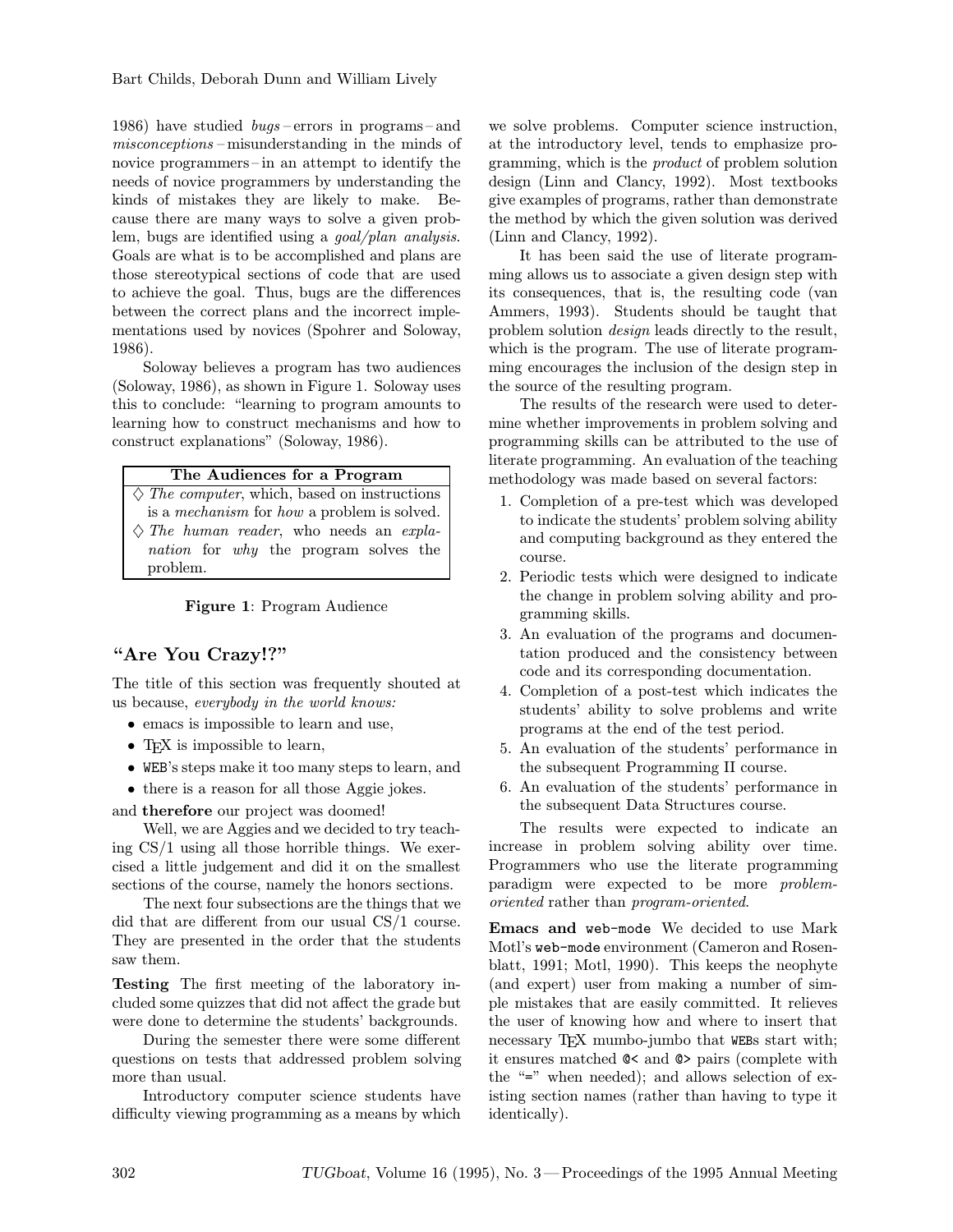1986) have studied *bugs* – errors in programs – and *misconceptions* – misunderstanding in the minds of novice programmers – in an attempt to identify the needs of novice programmers by understanding the kinds of mistakes they are likely to make. Because there are many ways to solve a given problem, bugs are identified using a *goal/plan analysis*. Goals are what is to be accomplished and plans are those stereotypical sections of code that are used to achieve the goal. Thus, bugs are the differences between the correct plans and the incorrect implementations used by novices (Spohrer and Soloway, 1986).

Soloway believes a program has two audiences (Soloway, 1986), as shown in Figure 1. Soloway uses this to conclude: "learning to program amounts to learning how to construct mechanisms and how to construct explanations" (Soloway, 1986).

| The Audiences for a Program |
|---|
| ◇ *The computer*, which, based on instructions is a *mechanism* for *how* a problem is solved. |
| ◇ *The human reader*, who needs an *explanation* for *why* the program solves the problem. |

**Figure 1**: Program Audience

## "Are You Crazy!?"

The title of this section was frequently shouted at us because, *everybody in the world knows:*

- emacs is impossible to learn and use,
- TeX is impossible to learn,
- WEB's steps make it too many steps to learn, and
- there is a reason for all those Aggie jokes.

and **therefore** our project was doomed!

Well, we are Aggies and we decided to try teaching CS/1 using all those horrible things. We exercised a little judgement and did it on the smallest sections of the course, namely the honors sections.

The next four subsections are the things that we did that are different from our usual CS/1 course. They are presented in the order that the students saw them.

**Testing** The first meeting of the laboratory included some quizzes that did not affect the grade but were done to determine the students' backgrounds.

During the semester there were some different questions on tests that addressed problem solving more than usual.

Introductory computer science students have difficulty viewing programming as a means by which we solve problems. Computer science instruction, at the introductory level, tends to emphasize programming, which is the *product* of problem solution design (Linn and Clancy, 1992). Most textbooks give examples of programs, rather than demonstrate the method by which the given solution was derived (Linn and Clancy, 1992).

It has been said the use of literate programming allows us to associate a given design step with its consequences, that is, the resulting code (van Ammers, 1993). Students should be taught that problem solution *design* leads directly to the result, which is the program. The use of literate programming encourages the inclusion of the design step in the source of the resulting program.

The results of the research were used to determine whether improvements in problem solving and programming skills can be attributed to the use of literate programming. An evaluation of the teaching methodology was made based on several factors:

1. Completion of a pre-test which was developed to indicate the students' problem solving ability and computing background as they entered the course.
2. Periodic tests which were designed to indicate the change in problem solving ability and programming skills.
3. An evaluation of the programs and documentation produced and the consistency between code and its corresponding documentation.
4. Completion of a post-test which indicates the students' ability to solve problems and write programs at the end of the test period.
5. An evaluation of the students' performance in the subsequent Programming II course.
6. An evaluation of the students' performance in the subsequent Data Structures course.

The results were expected to indicate an increase in problem solving ability over time. Programmers who use the literate programming paradigm were expected to be more *problem-oriented* rather than *program-oriented*.

**Emacs and `web-mode`** We decided to use Mark Motl's `web-mode` environment (Cameron and Rosenblatt, 1991; Motl, 1990). This keeps the neophyte (and expert) user from making a number of simple mistakes that are easily committed. It relieves the user of knowing how and where to insert that necessary TeX mumbo-jumbo that WEBs start with; it ensures matched `@<` and `@>` pairs (complete with the "=" when needed); and allows selection of existing section names (rather than having to type it identically).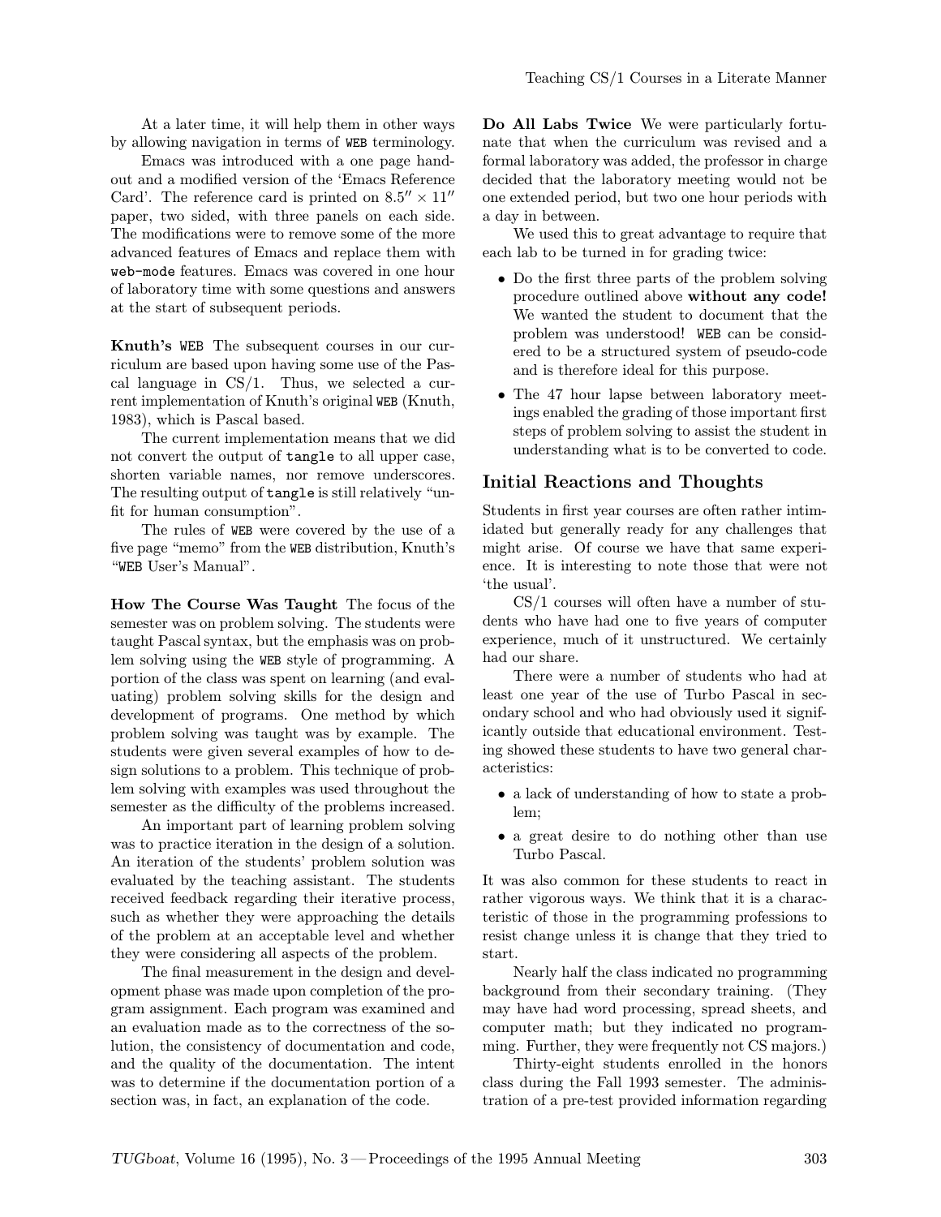At a later time, it will help them in other ways by allowing navigation in terms of WEB terminology.

Emacs was introduced with a one page handout and a modified version of the 'Emacs Reference Card'. The reference card is printed on $8.5'' \times 11''$ paper, two sided, with three panels on each side. The modifications were to remove some of the more advanced features of Emacs and replace them with `web-mode` features. Emacs was covered in one hour of laboratory time with some questions and answers at the start of subsequent periods.

**Knuth's WEB** The subsequent courses in our curriculum are based upon having some use of the Pascal language in CS/1. Thus, we selected a current implementation of Knuth's original WEB (Knuth, 1983), which is Pascal based.

The current implementation means that we did not convert the output of `tangle` to all upper case, shorten variable names, nor remove underscores. The resulting output of `tangle` is still relatively "unfit for human consumption".

The rules of WEB were covered by the use of a five page "memo" from the WEB distribution, Knuth's "WEB User's Manual".

**How The Course Was Taught** The focus of the semester was on problem solving. The students were taught Pascal syntax, but the emphasis was on problem solving using the WEB style of programming. A portion of the class was spent on learning (and evaluating) problem solving skills for the design and development of programs. One method by which problem solving was taught was by example. The students were given several examples of how to design solutions to a problem. This technique of problem solving with examples was used throughout the semester as the difficulty of the problems increased.

An important part of learning problem solving was to practice iteration in the design of a solution. An iteration of the students' problem solution was evaluated by the teaching assistant. The students received feedback regarding their iterative process, such as whether they were approaching the details of the problem at an acceptable level and whether they were considering all aspects of the problem.

The final measurement in the design and development phase was made upon completion of the program assignment. Each program was examined and an evaluation made as to the correctness of the solution, the consistency of documentation and code, and the quality of the documentation. The intent was to determine if the documentation portion of a section was, in fact, an explanation of the code.

**Do All Labs Twice** We were particularly fortunate that when the curriculum was revised and a formal laboratory was added, the professor in charge decided that the laboratory meeting would not be one extended period, but two one hour periods with a day in between.

We used this to great advantage to require that each lab to be turned in for grading twice:

- Do the first three parts of the problem solving procedure outlined above **without any code!** We wanted the student to document that the problem was understood! WEB can be considered to be a structured system of pseudo-code and is therefore ideal for this purpose.
- The 47 hour lapse between laboratory meetings enabled the grading of those important first steps of problem solving to assist the student in understanding what is to be converted to code.

## Initial Reactions and Thoughts

Students in first year courses are often rather intimidated but generally ready for any challenges that might arise. Of course we have that same experience. It is interesting to note those that were not 'the usual'.

CS/1 courses will often have a number of students who have had one to five years of computer experience, much of it unstructured. We certainly had our share.

There were a number of students who had at least one year of the use of Turbo Pascal in secondary school and who had obviously used it significantly outside that educational environment. Testing showed these students to have two general characteristics:

- a lack of understanding of how to state a problem;
- a great desire to do nothing other than use Turbo Pascal.

It was also common for these students to react in rather vigorous ways. We think that it is a characteristic of those in the programming professions to resist change unless it is change that they tried to start.

Nearly half the class indicated no programming background from their secondary training. (They may have had word processing, spread sheets, and computer math; but they indicated no programming. Further, they were frequently not CS majors.)

Thirty-eight students enrolled in the honors class during the Fall 1993 semester. The administration of a pre-test provided information regarding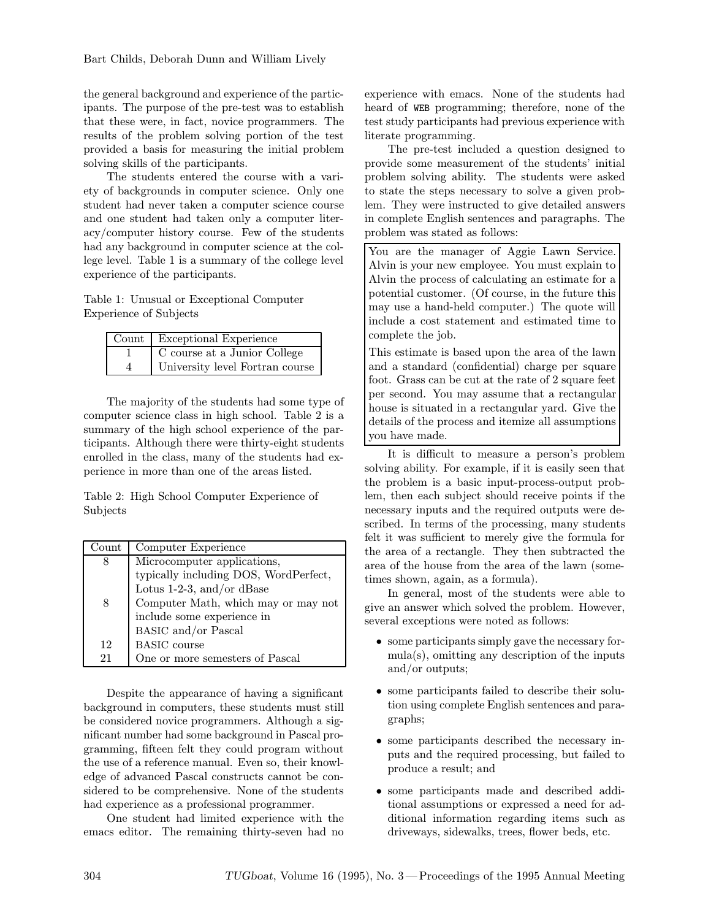the general background and experience of the participants. The purpose of the pre-test was to establish that these were, in fact, novice programmers. The results of the problem solving portion of the test provided a basis for measuring the initial problem solving skills of the participants.

The students entered the course with a variety of backgrounds in computer science. Only one student had never taken a computer science course and one student had taken only a computer literacy/computer history course. Few of the students had any background in computer science at the college level. Table 1 is a summary of the college level experience of the participants.

Table 1: Unusual or Exceptional Computer Experience of Subjects

| Count | Exceptional Experience |
| --- | --- |
| 1 | C course at a Junior College |
| 4 | University level Fortran course |

The majority of the students had some type of computer science class in high school. Table 2 is a summary of the high school experience of the participants. Although there were thirty-eight students enrolled in the class, many of the students had experience in more than one of the areas listed.

Table 2: High School Computer Experience of Subjects

| Count | Computer Experience |
| --- | --- |
| 8 | Microcomputer applications, typically including DOS, WordPerfect, Lotus 1-2-3, and/or dBase |
| 8 | Computer Math, which may or may not include some experience in BASIC and/or Pascal |
| 12 | BASIC course |
| 21 | One or more semesters of Pascal |

Despite the appearance of having a significant background in computers, these students must still be considered novice programmers. Although a significant number had some background in Pascal programming, fifteen felt they could program without the use of a reference manual. Even so, their knowledge of advanced Pascal constructs cannot be considered to be comprehensive. None of the students had experience as a professional programmer.

One student had limited experience with the emacs editor. The remaining thirty-seven had no experience with emacs. None of the students had heard of WEB programming; therefore, none of the test study participants had previous experience with literate programming.

The pre-test included a question designed to provide some measurement of the students' initial problem solving ability. The students were asked to state the steps necessary to solve a given problem. They were instructed to give detailed answers in complete English sentences and paragraphs. The problem was stated as follows:

> You are the manager of Aggie Lawn Service. Alvin is your new employee. You must explain to Alvin the process of calculating an estimate for a potential customer. (Of course, in the future this may use a hand-held computer.) The quote will include a cost statement and estimated time to complete the job.
>
> This estimate is based upon the area of the lawn and a standard (confidential) charge per square foot. Grass can be cut at the rate of 2 square feet per second. You may assume that a rectangular house is situated in a rectangular yard. Give the details of the process and itemize all assumptions you have made.

It is difficult to measure a person's problem solving ability. For example, if it is easily seen that the problem is a basic input-process-output problem, then each subject should receive points if the necessary inputs and the required outputs were described. In terms of the processing, many students felt it was sufficient to merely give the formula for the area of a rectangle. They then subtracted the area of the house from the area of the lawn (sometimes shown, again, as a formula).

In general, most of the students were able to give an answer which solved the problem. However, several exceptions were noted as follows:

- some participants simply gave the necessary formula(s), omitting any description of the inputs and/or outputs;
- some participants failed to describe their solution using complete English sentences and paragraphs;
- some participants described the necessary inputs and the required processing, but failed to produce a result; and
- some participants made and described additional assumptions or expressed a need for additional information regarding items such as driveways, sidewalks, trees, flower beds, etc.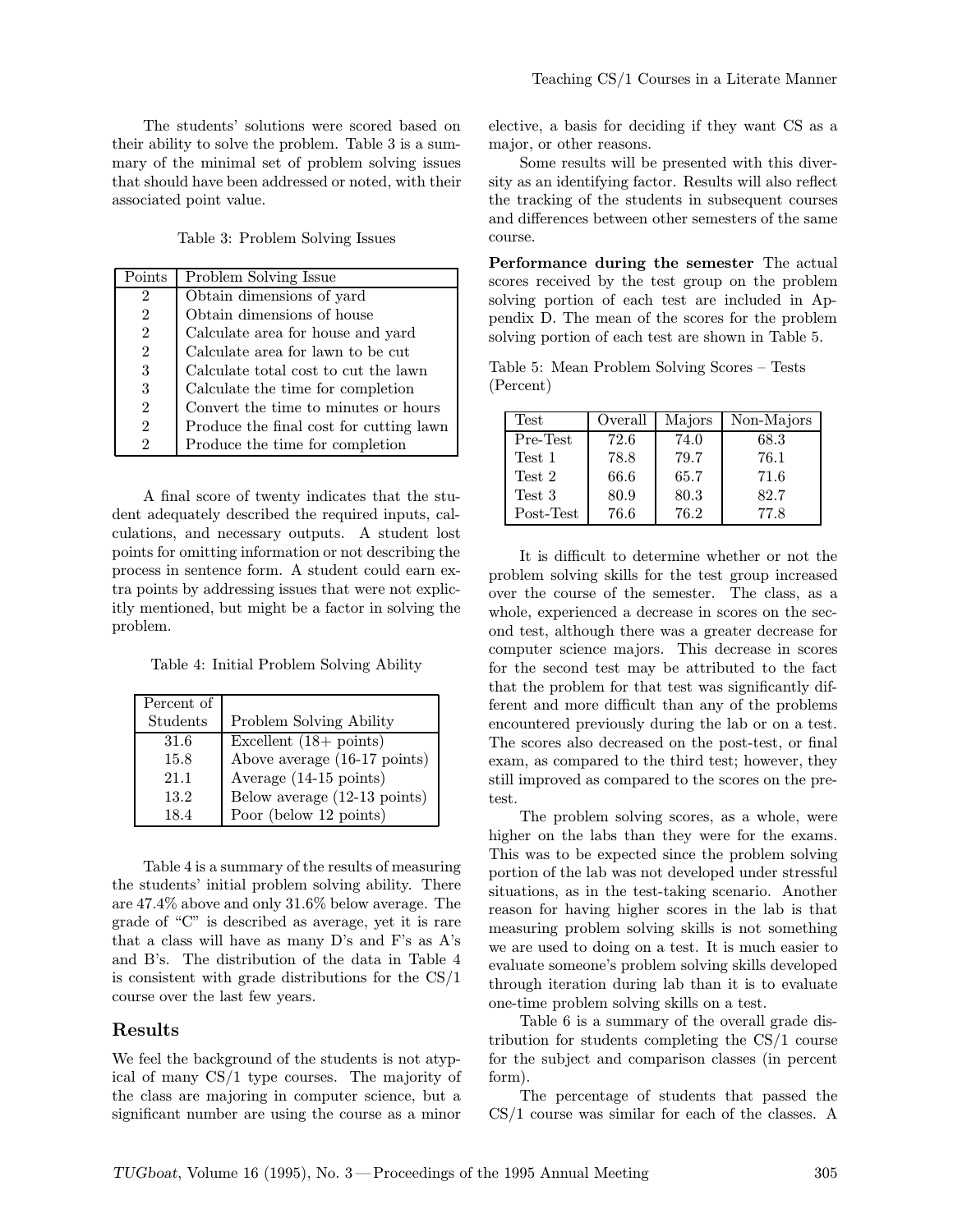The students' solutions were scored based on their ability to solve the problem. Table 3 is a summary of the minimal set of problem solving issues that should have been addressed or noted, with their associated point value.

Table 3: Problem Solving Issues

| Points | Problem Solving Issue |
|---|---|
| 2 | Obtain dimensions of yard |
| 2 | Obtain dimensions of house |
| 2 | Calculate area for house and yard |
| 2 | Calculate area for lawn to be cut |
| 3 | Calculate total cost to cut the lawn |
| 3 | Calculate the time for completion |
| 2 | Convert the time to minutes or hours |
| 2 | Produce the final cost for cutting lawn |
| 2 | Produce the time for completion |

A final score of twenty indicates that the student adequately described the required inputs, calculations, and necessary outputs. A student lost points for omitting information or not describing the process in sentence form. A student could earn extra points by addressing issues that were not explicitly mentioned, but might be a factor in solving the problem.

Table 4: Initial Problem Solving Ability

| Percent of Students | Problem Solving Ability |
|---|---|
| 31.6 | Excellent (18+ points) |
| 15.8 | Above average (16-17 points) |
| 21.1 | Average (14-15 points) |
| 13.2 | Below average (12-13 points) |
| 18.4 | Poor (below 12 points) |

Table 4 is a summary of the results of measuring the students' initial problem solving ability. There are 47.4% above and only 31.6% below average. The grade of "C" is described as average, yet it is rare that a class will have as many D's and F's as A's and B's. The distribution of the data in Table 4 is consistent with grade distributions for the CS/1 course over the last few years.

## Results

We feel the background of the students is not atypical of many CS/1 type courses. The majority of the class are majoring in computer science, but a significant number are using the course as a minor elective, a basis for deciding if they want CS as a major, or other reasons.

Some results will be presented with this diversity as an identifying factor. Results will also reflect the tracking of the students in subsequent courses and differences between other semesters of the same course.

**Performance during the semester** The actual scores received by the test group on the problem solving portion of each test are included in Appendix D. The mean of the scores for the problem solving portion of each test are shown in Table 5.

Table 5: Mean Problem Solving Scores – Tests (Percent)

| Test | Overall | Majors | Non-Majors |
|---|---|---|---|
| Pre-Test | 72.6 | 74.0 | 68.3 |
| Test 1 | 78.8 | 79.7 | 76.1 |
| Test 2 | 66.6 | 65.7 | 71.6 |
| Test 3 | 80.9 | 80.3 | 82.7 |
| Post-Test | 76.6 | 76.2 | 77.8 |

It is difficult to determine whether or not the problem solving skills for the test group increased over the course of the semester. The class, as a whole, experienced a decrease in scores on the second test, although there was a greater decrease for computer science majors. This decrease in scores for the second test may be attributed to the fact that the problem for that test was significantly different and more difficult than any of the problems encountered previously during the lab or on a test. The scores also decreased on the post-test, or final exam, as compared to the third test; however, they still improved as compared to the scores on the pre-test.

The problem solving scores, as a whole, were higher on the labs than they were for the exams. This was to be expected since the problem solving portion of the lab was not developed under stressful situations, as in the test-taking scenario. Another reason for having higher scores in the lab is that measuring problem solving skills is not something we are used to doing on a test. It is much easier to evaluate someone's problem solving skills developed through iteration during lab than it is to evaluate one-time problem solving skills on a test.

Table 6 is a summary of the overall grade distribution for students completing the CS/1 course for the subject and comparison classes (in percent form).

The percentage of students that passed the CS/1 course was similar for each of the classes. A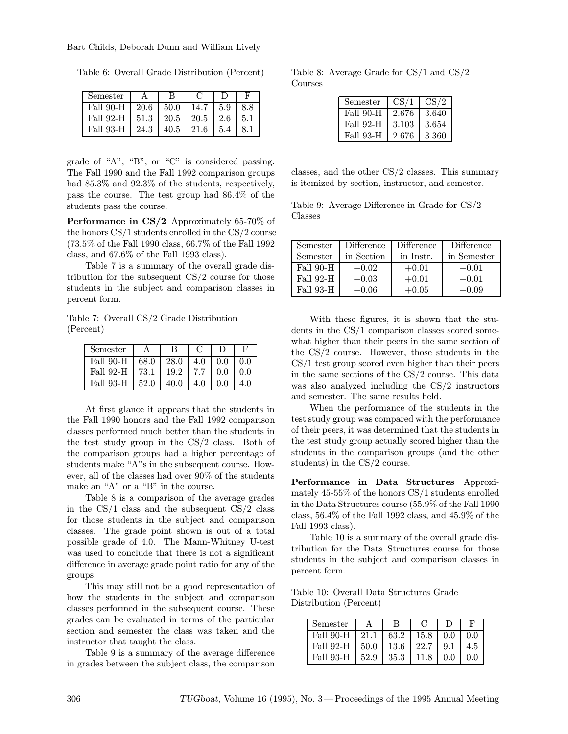Table 6: Overall Grade Distribution (Percent)

| Semester | A | B | C | D | F |
|---|---|---|---|---|---|
| Fall 90-H | 20.6 | 50.0 | 14.7 | 5.9 | 8.8 |
| Fall 92-H | 51.3 | 20.5 | 20.5 | 2.6 | 5.1 |
| Fall 93-H | 24.3 | 40.5 | 21.6 | 5.4 | 8.1 |

grade of "A", "B", or "C" is considered passing. The Fall 1990 and the Fall 1992 comparison groups had 85.3% and 92.3% of the students, respectively, pass the course. The test group had 86.4% of the students pass the course.

**Performance in CS/2** Approximately 65-70% of the honors CS/1 students enrolled in the CS/2 course (73.5% of the Fall 1990 class, 66.7% of the Fall 1992 class, and 67.6% of the Fall 1993 class).

Table 7 is a summary of the overall grade distribution for the subsequent CS/2 course for those students in the subject and comparison classes in percent form.

Table 7: Overall CS/2 Grade Distribution (Percent)

| Semester | A | B | C | D | F |
|---|---|---|---|---|---|
| Fall 90-H | 68.0 | 28.0 | 4.0 | 0.0 | 0.0 |
| Fall 92-H | 73.1 | 19.2 | 7.7 | 0.0 | 0.0 |
| Fall 93-H | 52.0 | 40.0 | 4.0 | 0.0 | 4.0 |

At first glance it appears that the students in the Fall 1990 honors and the Fall 1992 comparison classes performed much better than the students in the test study group in the CS/2 class. Both of the comparison groups had a higher percentage of students make "A"s in the subsequent course. However, all of the classes had over 90% of the students make an "A" or a "B" in the course.

Table 8 is a comparison of the average grades in the CS/1 class and the subsequent CS/2 class for those students in the subject and comparison classes. The grade point shown is out of a total possible grade of 4.0. The Mann-Whitney U-test was used to conclude that there is not a significant difference in average grade point ratio for any of the groups.

This may still not be a good representation of how the students in the subject and comparison classes performed in the subsequent course. These grades can be evaluated in terms of the particular section and semester the class was taken and the instructor that taught the class.

Table 9 is a summary of the average difference in grades between the subject class, the comparison classes, and the other CS/2 classes. This summary is itemized by section, instructor, and semester.

Table 8: Average Grade for CS/1 and CS/2 Courses

| Semester | CS/1 | CS/2 |
|---|---|---|
| Fall 90-H | 2.676 | 3.640 |
| Fall 92-H | 3.103 | 3.654 |
| Fall 93-H | 2.676 | 3.360 |

Table 9: Average Difference in Grade for CS/2 Classes

| Semester<br>Semester | Difference<br>in Section | Difference<br>in Instr. | Difference<br>in Semester |
|---|---|---|---|
| Fall 90-H | +0.02 | +0.01 | +0.01 |
| Fall 92-H | +0.03 | +0.01 | +0.01 |
| Fall 93-H | +0.06 | +0.05 | +0.09 |

With these figures, it is shown that the students in the CS/1 comparison classes scored somewhat higher than their peers in the same section of the CS/2 course. However, those students in the CS/1 test group scored even higher than their peers in the same sections of the CS/2 course. This data was also analyzed including the CS/2 instructors and semester. The same results held.

When the performance of the students in the test study group was compared with the performance of their peers, it was determined that the students in the test study group actually scored higher than the students in the comparison groups (and the other students) in the CS/2 course.

**Performance in Data Structures** Approximately 45-55% of the honors CS/1 students enrolled in the Data Structures course (55.9% of the Fall 1990 class, 56.4% of the Fall 1992 class, and 45.9% of the Fall 1993 class).

Table 10 is a summary of the overall grade distribution for the Data Structures course for those students in the subject and comparison classes in percent form.

Table 10: Overall Data Structures Grade Distribution (Percent)

| Semester | A | B | C | D | F |
|---|---|---|---|---|---|
| Fall 90-H | 21.1 | 63.2 | 15.8 | 0.0 | 0.0 |
| Fall 92-H | 50.0 | 13.6 | 22.7 | 9.1 | 4.5 |
| Fall 93-H | 52.9 | 35.3 | 11.8 | 0.0 | 0.0 |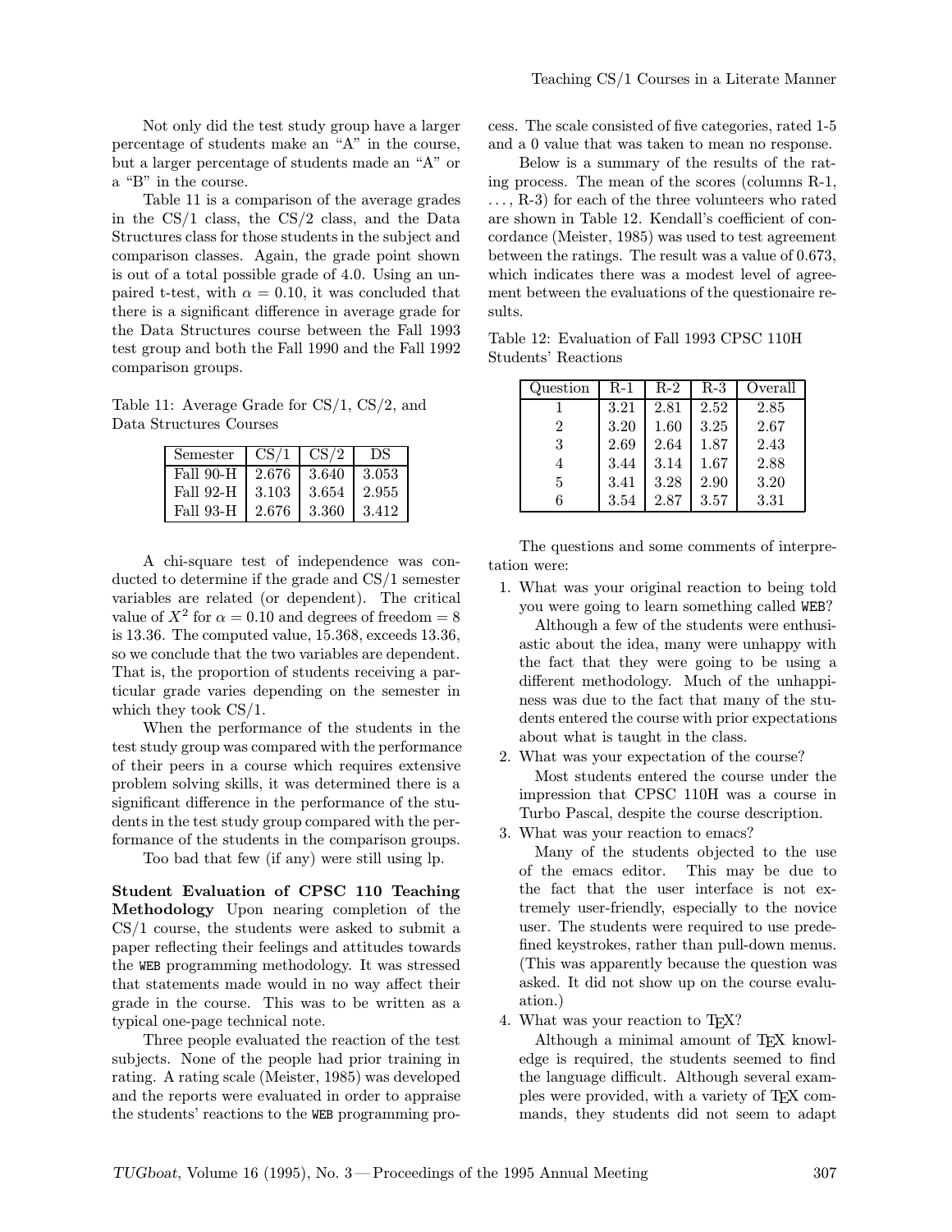Not only did the test study group have a larger percentage of students make an "A" in the course, but a larger percentage of students made an "A" or a "B" in the course.

Table 11 is a comparison of the average grades in the CS/1 class, the CS/2 class, and the Data Structures class for those students in the subject and comparison classes. Again, the grade point shown is out of a total possible grade of 4.0. Using an unpaired t-test, with $\alpha = 0.10$, it was concluded that there is a significant difference in average grade for the Data Structures course between the Fall 1993 test group and both the Fall 1990 and the Fall 1992 comparison groups.

Table 11: Average Grade for CS/1, CS/2, and Data Structures Courses

| Semester | CS/1 | CS/2 | DS |
|---|---|---|---|
| Fall 90-H | 2.676 | 3.640 | 3.053 |
| Fall 92-H | 3.103 | 3.654 | 2.955 |
| Fall 93-H | 2.676 | 3.360 | 3.412 |

A chi-square test of independence was conducted to determine if the grade and CS/1 semester variables are related (or dependent). The critical value of $X^2$ for $\alpha = 0.10$ and degrees of freedom = 8 is 13.36. The computed value, 15.368, exceeds 13.36, so we conclude that the two variables are dependent. That is, the proportion of students receiving a particular grade varies depending on the semester in which they took CS/1.

When the performance of the students in the test study group was compared with the performance of their peers in a course which requires extensive problem solving skills, it was determined there is a significant difference in the performance of the students in the test study group compared with the performance of the students in the comparison groups.

Too bad that few (if any) were still using lp.

**Student Evaluation of CPSC 110 Teaching Methodology** Upon nearing completion of the CS/1 course, the students were asked to submit a paper reflecting their feelings and attitudes towards the WEB programming methodology. It was stressed that statements made would in no way affect their grade in the course. This was to be written as a typical one-page technical note.

Three people evaluated the reaction of the test subjects. None of the people had prior training in rating. A rating scale (Meister, 1985) was developed and the reports were evaluated in order to appraise the students' reactions to the WEB programming process. The scale consisted of five categories, rated 1-5 and a 0 value that was taken to mean no response.

Below is a summary of the results of the rating process. The mean of the scores (columns R-1, ..., R-3) for each of the three volunteers who rated are shown in Table 12. Kendall's coefficient of concordance (Meister, 1985) was used to test agreement between the ratings. The result was a value of 0.673, which indicates there was a modest level of agreement between the evaluations of the questionaire results.

Table 12: Evaluation of Fall 1993 CPSC 110H Students' Reactions

| Question | R-1 | R-2 | R-3 | Overall |
|---|---|---|---|---|
| 1 | 3.21 | 2.81 | 2.52 | 2.85 |
| 2 | 3.20 | 1.60 | 3.25 | 2.67 |
| 3 | 2.69 | 2.64 | 1.87 | 2.43 |
| 4 | 3.44 | 3.14 | 1.67 | 2.88 |
| 5 | 3.41 | 3.28 | 2.90 | 3.20 |
| 6 | 3.54 | 2.87 | 3.57 | 3.31 |

The questions and some comments of interpretation were:

1. What was your original reaction to being told you were going to learn something called WEB?

   Although a few of the students were enthusiastic about the idea, many were unhappy with the fact that they were going to be using a different methodology. Much of the unhappiness was due to the fact that many of the students entered the course with prior expectations about what is taught in the class.

2. What was your expectation of the course?

   Most students entered the course under the impression that CPSC 110H was a course in Turbo Pascal, despite the course description.

3. What was your reaction to emacs?

   Many of the students objected to the use of the emacs editor. This may be due to the fact that the user interface is not extremely user-friendly, especially to the novice user. The students were required to use predefined keystrokes, rather than pull-down menus. (This was apparently because the question was asked. It did not show up on the course evaluation.)

4. What was your reaction to TeX?

   Although a minimal amount of TeX knowledge is required, the students seemed to find the language difficult. Although several examples were provided, with a variety of TeX commands, they students did not seem to adapt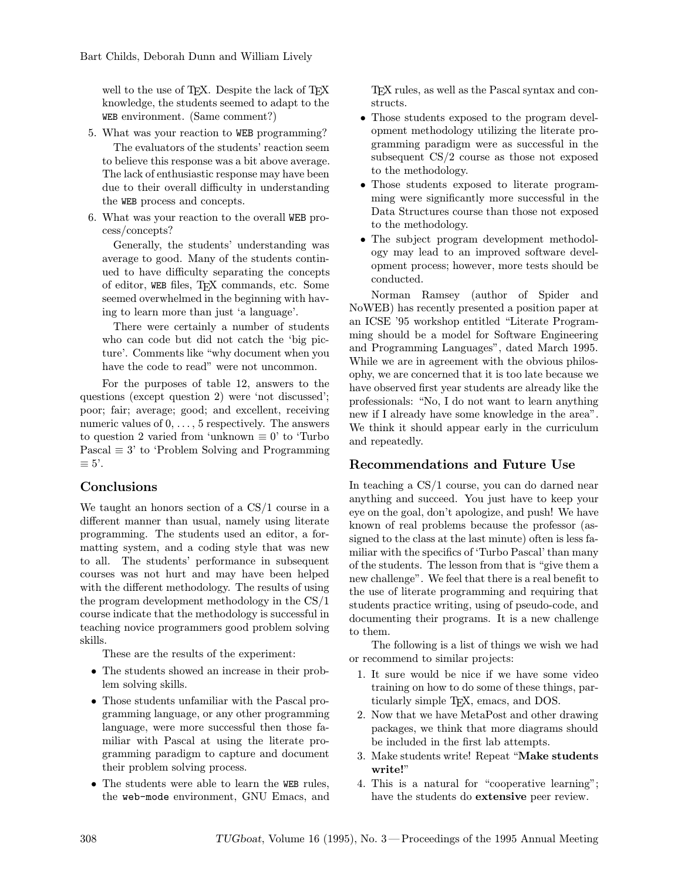well to the use of TEX. Despite the lack of TEX knowledge, the students seemed to adapt to the WEB environment. (Same comment?)

5. What was your reaction to WEB programming?

   The evaluators of the students' reaction seem to believe this response was a bit above average. The lack of enthusiastic response may have been due to their overall difficulty in understanding the WEB process and concepts.

6. What was your reaction to the overall WEB process/concepts?

   Generally, the students' understanding was average to good. Many of the students continued to have difficulty separating the concepts of editor, WEB files, TEX commands, etc. Some seemed overwhelmed in the beginning with having to learn more than just 'a language'.

   There were certainly a number of students who can code but did not catch the 'big picture'. Comments like "why document when you have the code to read" were not uncommon.

For the purposes of table 12, answers to the questions (except question 2) were 'not discussed'; poor; fair; average; good; and excellent, receiving numeric values of $0, \ldots, 5$ respectively. The answers to question 2 varied from 'unknown $\equiv 0$' to 'Turbo Pascal $\equiv 3$' to 'Problem Solving and Programming $\equiv 5$'.

## Conclusions

We taught an honors section of a CS/1 course in a different manner than usual, namely using literate programming. The students used an editor, a formatting system, and a coding style that was new to all. The students' performance in subsequent courses was not hurt and may have been helped with the different methodology. The results of using the program development methodology in the CS/1 course indicate that the methodology is successful in teaching novice programmers good problem solving skills.

These are the results of the experiment:

- The students showed an increase in their problem solving skills.
- Those students unfamiliar with the Pascal programming language, or any other programming language, were more successful then those familiar with Pascal at using the literate programming paradigm to capture and document their problem solving process.
- The students were able to learn the WEB rules, the web-mode environment, GNU Emacs, and TEX rules, as well as the Pascal syntax and constructs.
- Those students exposed to the program development methodology utilizing the literate programming paradigm were as successful in the subsequent CS/2 course as those not exposed to the methodology.
- Those students exposed to literate programming were significantly more successful in the Data Structures course than those not exposed to the methodology.
- The subject program development methodology may lead to an improved software development process; however, more tests should be conducted.

Norman Ramsey (author of Spider and NoWEB) has recently presented a position paper at an ICSE '95 workshop entitled "Literate Programming should be a model for Software Engineering and Programming Languages", dated March 1995. While we are in agreement with the obvious philosophy, we are concerned that it is too late because we have observed first year students are already like the professionals: "No, I do not want to learn anything new if I already have some knowledge in the area". We think it should appear early in the curriculum and repeatedly.

## Recommendations and Future Use

In teaching a CS/1 course, you can do darned near anything and succeed. You just have to keep your eye on the goal, don't apologize, and push! We have known of real problems because the professor (assigned to the class at the last minute) often is less familiar with the specifics of 'Turbo Pascal' than many of the students. The lesson from that is "give them a new challenge". We feel that there is a real benefit to the use of literate programming and requiring that students practice writing, using of pseudo-code, and documenting their programs. It is a new challenge to them.

The following is a list of things we wish we had or recommend to similar projects:

1. It sure would be nice if we have some video training on how to do some of these things, particularly simple TEX, emacs, and DOS.
2. Now that we have MetaPost and other drawing packages, we think that more diagrams should be included in the first lab attempts.
3. Make students write! Repeat "**Make students write!**"
4. This is a natural for "cooperative learning"; have the students do **extensive** peer review.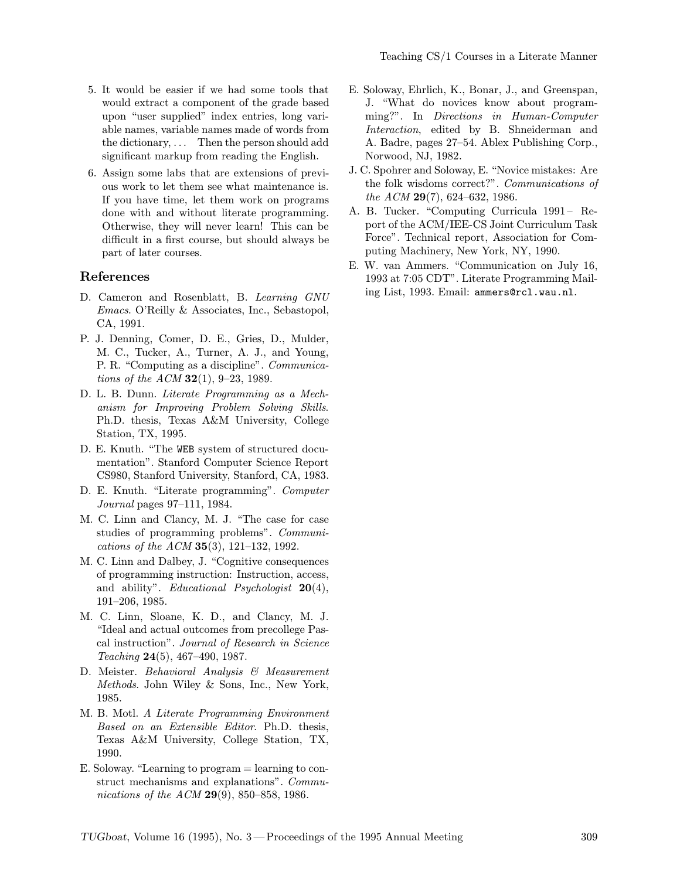5. It would be easier if we had some tools that would extract a component of the grade based upon "user supplied" index entries, long variable names, variable names made of words from the dictionary, ... Then the person should add significant markup from reading the English.
6. Assign some labs that are extensions of previous work to let them see what maintenance is. If you have time, let them work on programs done with and without literate programming. Otherwise, they will never learn! This can be difficult in a first course, but should always be part of later courses.

## References

D. Cameron and Rosenblatt, B. *Learning GNU Emacs*. O'Reilly & Associates, Inc., Sebastopol, CA, 1991.

P. J. Denning, Comer, D. E., Gries, D., Mulder, M. C., Tucker, A., Turner, A. J., and Young, P. R. "Computing as a discipline". *Communications of the ACM* **32**(1), 9–23, 1989.

D. L. B. Dunn. *Literate Programming as a Mechanism for Improving Problem Solving Skills*. Ph.D. thesis, Texas A&M University, College Station, TX, 1995.

D. E. Knuth. "The `WEB` system of structured documentation". Stanford Computer Science Report CS980, Stanford University, Stanford, CA, 1983.

D. E. Knuth. "Literate programming". *Computer Journal* pages 97–111, 1984.

M. C. Linn and Clancy, M. J. "The case for case studies of programming problems". *Communications of the ACM* **35**(3), 121–132, 1992.

M. C. Linn and Dalbey, J. "Cognitive consequences of programming instruction: Instruction, access, and ability". *Educational Psychologist* **20**(4), 191–206, 1985.

M. C. Linn, Sloane, K. D., and Clancy, M. J. "Ideal and actual outcomes from precollege Pascal instruction". *Journal of Research in Science Teaching* **24**(5), 467–490, 1987.

D. Meister. *Behavioral Analysis & Measurement Methods*. John Wiley & Sons, Inc., New York, 1985.

M. B. Motl. *A Literate Programming Environment Based on an Extensible Editor*. Ph.D. thesis, Texas A&M University, College Station, TX, 1990.

E. Soloway. "Learning to program = learning to construct mechanisms and explanations". *Communications of the ACM* **29**(9), 850–858, 1986.

E. Soloway, Ehrlich, K., Bonar, J., and Greenspan, J. "What do novices know about programming?". In *Directions in Human-Computer Interaction*, edited by B. Shneiderman and A. Badre, pages 27–54. Ablex Publishing Corp., Norwood, NJ, 1982.

J. C. Spohrer and Soloway, E. "Novice mistakes: Are the folk wisdoms correct?". *Communications of the ACM* **29**(7), 624–632, 1986.

A. B. Tucker. "Computing Curricula 1991– Report of the ACM/IEE-CS Joint Curriculum Task Force". Technical report, Association for Computing Machinery, New York, NY, 1990.

E. W. van Ammers. "Communication on July 16, 1993 at 7:05 CDT". Literate Programming Mailing List, 1993. Email: `ammers@rcl.wau.nl`.